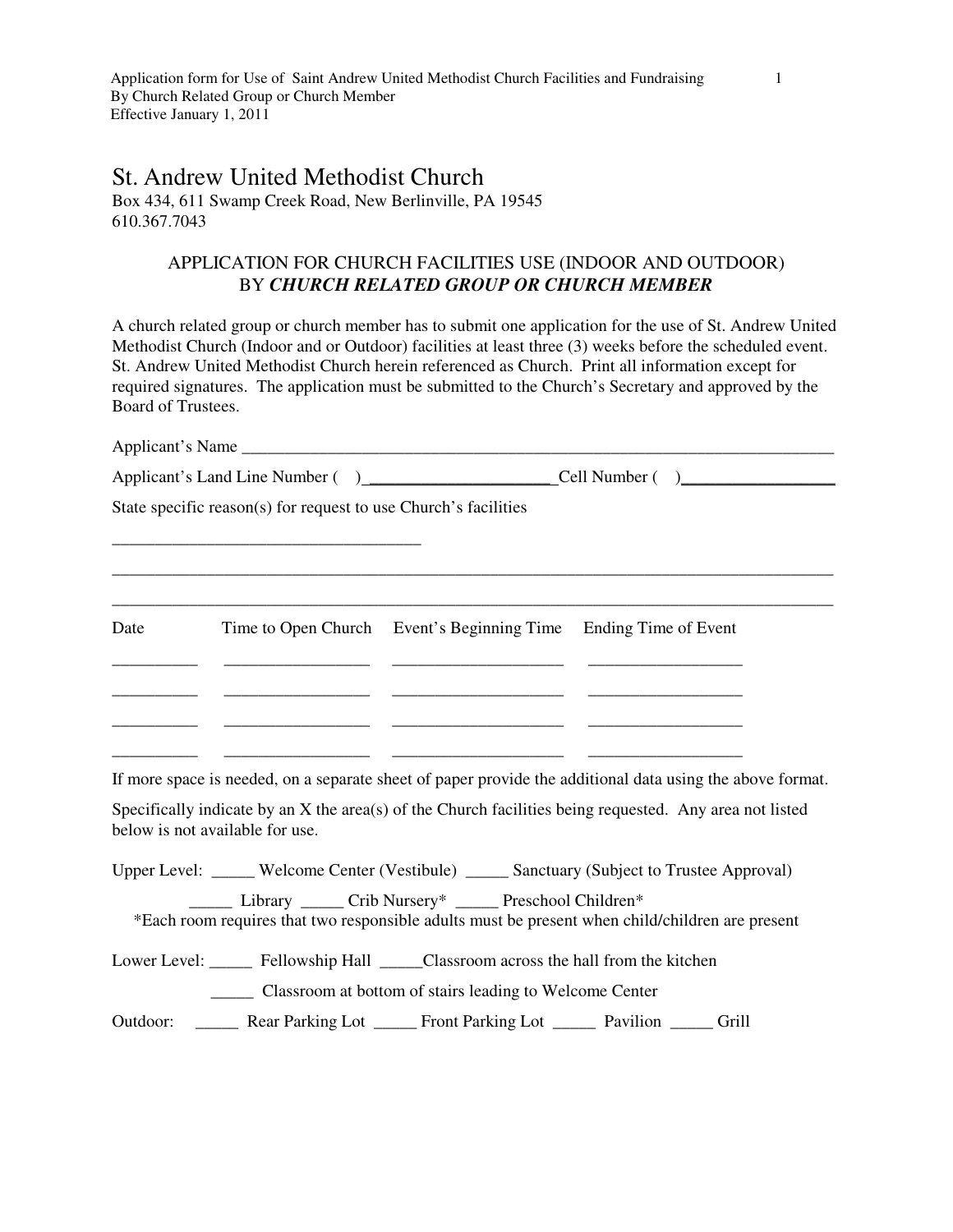# St. Andrew United Methodist Church

Box 434, 611 Swamp Creek Road, New Berlinville, PA 19545
610.367.7043

## APPLICATION FOR CHURCH FACILITIES USE (INDOOR AND OUTDOOR) BY *CHURCH RELATED GROUP OR CHURCH MEMBER*

A church related group or church member has to submit one application for the use of St. Andrew United Methodist Church (Indoor and or Outdoor) facilities at least three (3) weeks before the scheduled event. St. Andrew United Methodist Church herein referenced as Church. Print all information except for required signatures. The application must be submitted to the Church's Secretary and approved by the Board of Trustees.

Applicant's Name ___________________________________________________________________________

Applicant's Land Line Number (   )______________________ Cell Number (   )__________________

State specific reason(s) for request to use Church's facilities

____________________________________

__________________________________________________________________________________________

__________________________________________________________________________________________

| Date | Time to Open Church | Event's Beginning Time | Ending Time of Event |
|---|---|---|---|
| __________ | _________________ | ____________________ | __________________ |
| __________ | _________________ | ____________________ | __________________ |
| __________ | _________________ | ____________________ | __________________ |
| __________ | _________________ | ____________________ | __________________ |

If more space is needed, on a separate sheet of paper provide the additional data using the above format.

Specifically indicate by an X the area(s) of the Church facilities being requested. Any area not listed below is not available for use.

Upper Level: _____ Welcome Center (Vestibule) _____ Sanctuary (Subject to Trustee Approval)

_____ Library _____ Crib Nursery* _____ Preschool Children*

*Each room requires that two responsible adults must be present when child/children are present

Lower Level: _____ Fellowship Hall _____Classroom across the hall from the kitchen

_____ Classroom at bottom of stairs leading to Welcome Center

Outdoor: _____ Rear Parking Lot _____ Front Parking Lot _____ Pavilion _____ Grill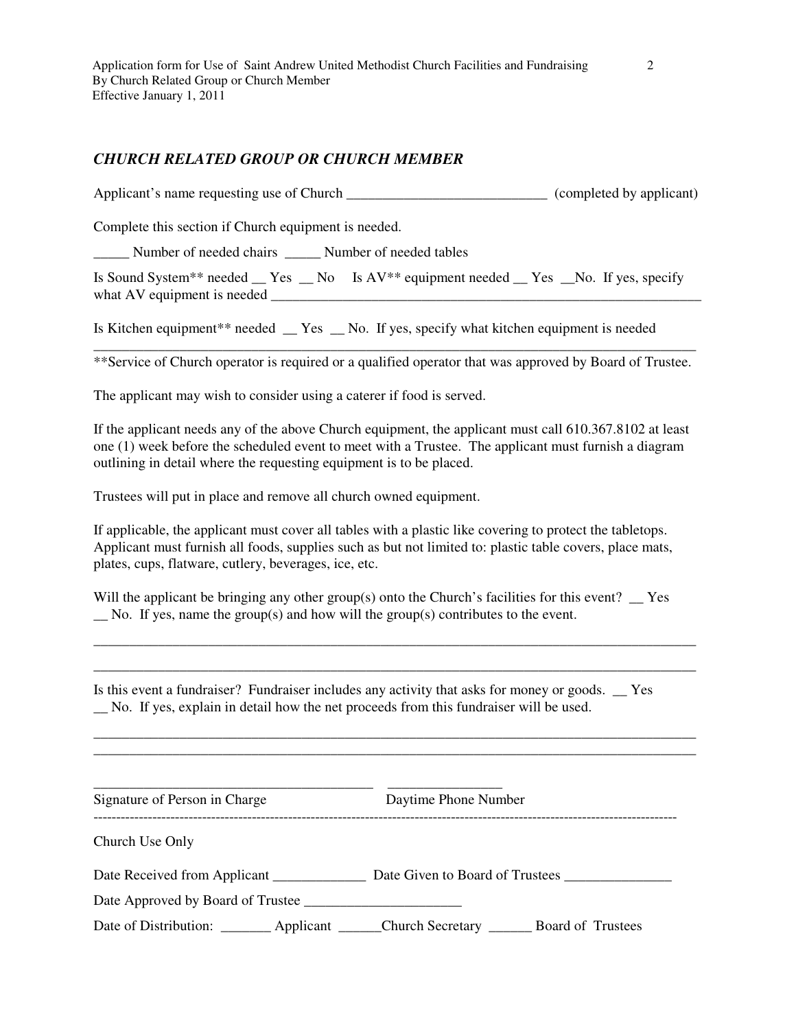## *CHURCH RELATED GROUP OR CHURCH MEMBER*

Applicant's name requesting use of Church ____________________________ (completed by applicant)

Complete this section if Church equipment is needed.

_____ Number of needed chairs _____ Number of needed tables

Is Sound System** needed __ Yes __ No Is AV** equipment needed __ Yes __No. If yes, specify what AV equipment is needed ________________________________________________________________

Is Kitchen equipment** needed __ Yes __ No. If yes, specify what kitchen equipment is needed ________________________________________________________________________________________

**Service of Church operator is required or a qualified operator that was approved by Board of Trustee.

The applicant may wish to consider using a caterer if food is served.

If the applicant needs any of the above Church equipment, the applicant must call 610.367.8102 at least one (1) week before the scheduled event to meet with a Trustee. The applicant must furnish a diagram outlining in detail where the requesting equipment is to be placed.

Trustees will put in place and remove all church owned equipment.

If applicable, the applicant must cover all tables with a plastic like covering to protect the tabletops. Applicant must furnish all foods, supplies such as but not limited to: plastic table covers, place mats, plates, cups, flatware, cutlery, beverages, ice, etc.

Will the applicant be bringing any other group(s) onto the Church's facilities for this event? __ Yes __ No. If yes, name the group(s) and how will the group(s) contributes to the event.

________________________________________________________________________________________

________________________________________________________________________________________

Is this event a fundraiser? Fundraiser includes any activity that asks for money or goods. __ Yes __ No. If yes, explain in detail how the net proceeds from this fundraiser will be used.

________________________________________________________________________________________

________________________________________________________________________________________

________________________________________ ________________

Signature of Person in Charge Daytime Phone Number

---

Church Use Only

Date Received from Applicant _____________ Date Given to Board of Trustees _______________

Date Approved by Board of Trustee ______________________

Date of Distribution: _______ Applicant ______Church Secretary ______ Board of Trustees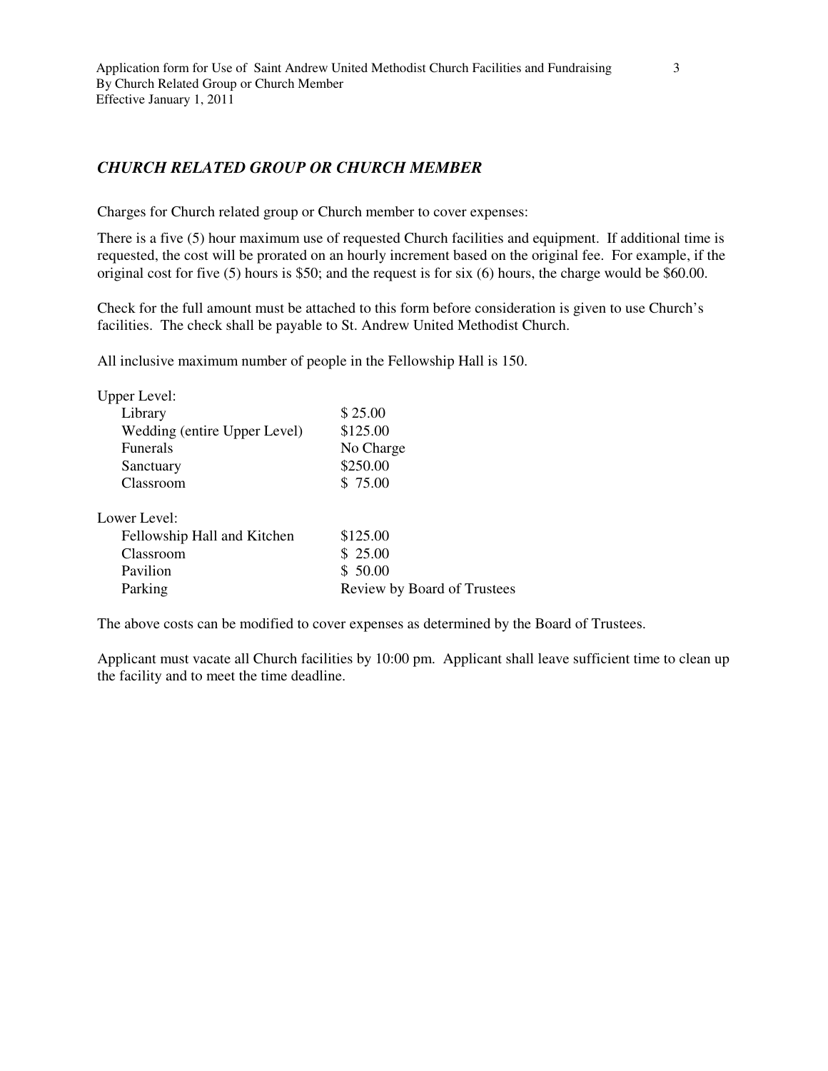## *CHURCH RELATED GROUP OR CHURCH MEMBER*

Charges for Church related group or Church member to cover expenses:

There is a five (5) hour maximum use of requested Church facilities and equipment. If additional time is requested, the cost will be prorated on an hourly increment based on the original fee. For example, if the original cost for five (5) hours is $50; and the request is for six (6) hours, the charge would be $60.00.

Check for the full amount must be attached to this form before consideration is given to use Church's facilities. The check shall be payable to St. Andrew United Methodist Church.

All inclusive maximum number of people in the Fellowship Hall is 150.

| | |
|---|---|
| Upper Level: | |
| Library | $ 25.00 |
| Wedding (entire Upper Level) | $125.00 |
| Funerals | No Charge |
| Sanctuary | $250.00 |
| Classroom | $ 75.00 |
| Lower Level: | |
| Fellowship Hall and Kitchen | $125.00 |
| Classroom | $ 25.00 |
| Pavilion | $ 50.00 |
| Parking | Review by Board of Trustees |

The above costs can be modified to cover expenses as determined by the Board of Trustees.

Applicant must vacate all Church facilities by 10:00 pm. Applicant shall leave sufficient time to clean up the facility and to meet the time deadline.